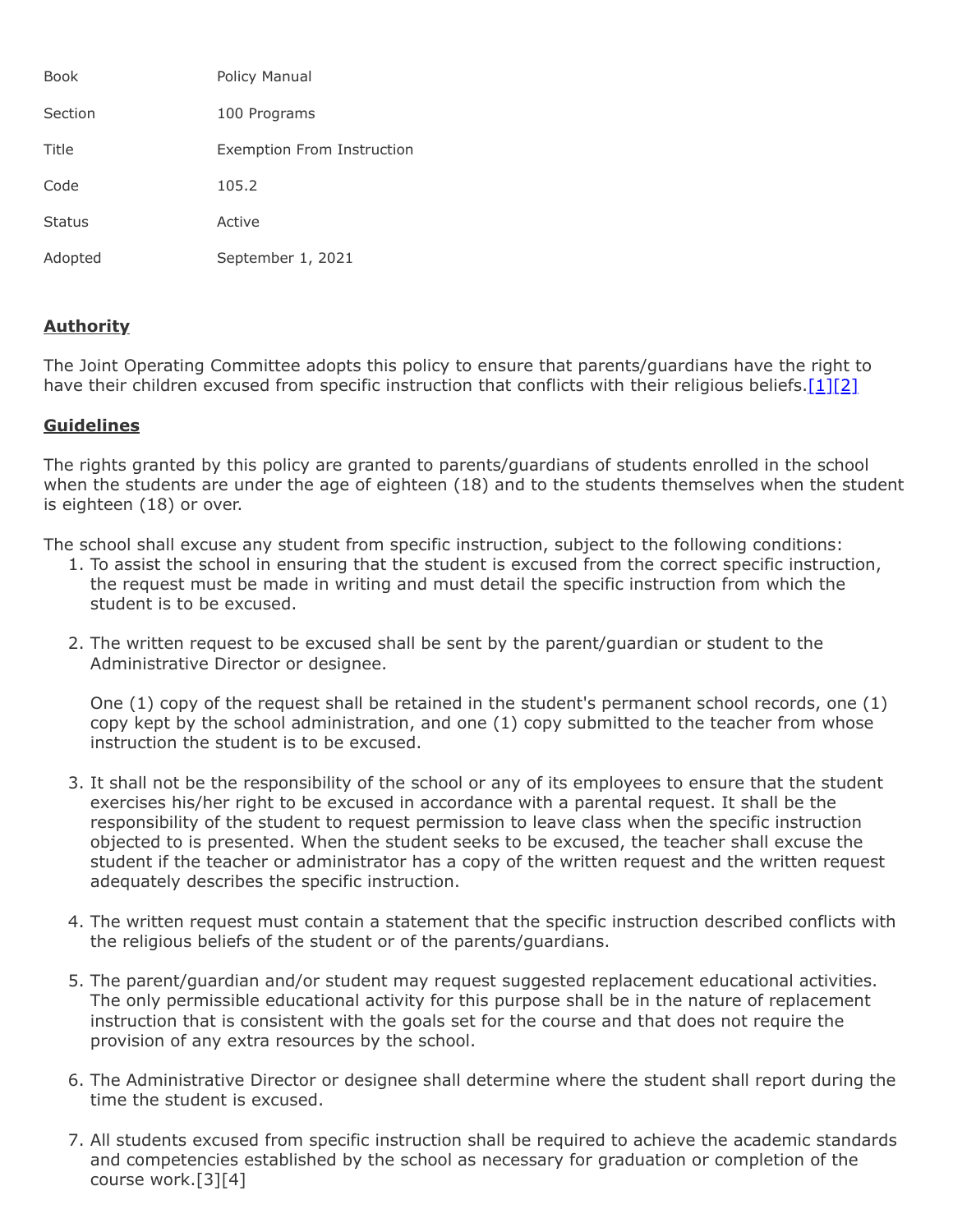| | |
|---|---|
| Book | Policy Manual |
| Section | 100 Programs |
| Title | Exemption From Instruction |
| Code | 105.2 |
| Status | Active |
| Adopted | September 1, 2021 |

## **Authority**

The Joint Operating Committee adopts this policy to ensure that parents/guardians have the right to have their children excused from specific instruction that conflicts with their religious beliefs.[1][2]

## **Guidelines**

The rights granted by this policy are granted to parents/guardians of students enrolled in the school when the students are under the age of eighteen (18) and to the students themselves when the student is eighteen (18) or over.

The school shall excuse any student from specific instruction, subject to the following conditions:

1. To assist the school in ensuring that the student is excused from the correct specific instruction, the request must be made in writing and must detail the specific instruction from which the student is to be excused.

2. The written request to be excused shall be sent by the parent/guardian or student to the Administrative Director or designee.

   One (1) copy of the request shall be retained in the student's permanent school records, one (1) copy kept by the school administration, and one (1) copy submitted to the teacher from whose instruction the student is to be excused.

3. It shall not be the responsibility of the school or any of its employees to ensure that the student exercises his/her right to be excused in accordance with a parental request. It shall be the responsibility of the student to request permission to leave class when the specific instruction objected to is presented. When the student seeks to be excused, the teacher shall excuse the student if the teacher or administrator has a copy of the written request and the written request adequately describes the specific instruction.

4. The written request must contain a statement that the specific instruction described conflicts with the religious beliefs of the student or of the parents/guardians.

5. The parent/guardian and/or student may request suggested replacement educational activities. The only permissible educational activity for this purpose shall be in the nature of replacement instruction that is consistent with the goals set for the course and that does not require the provision of any extra resources by the school.

6. The Administrative Director or designee shall determine where the student shall report during the time the student is excused.

7. All students excused from specific instruction shall be required to achieve the academic standards and competencies established by the school as necessary for graduation or completion of the course work.[3][4]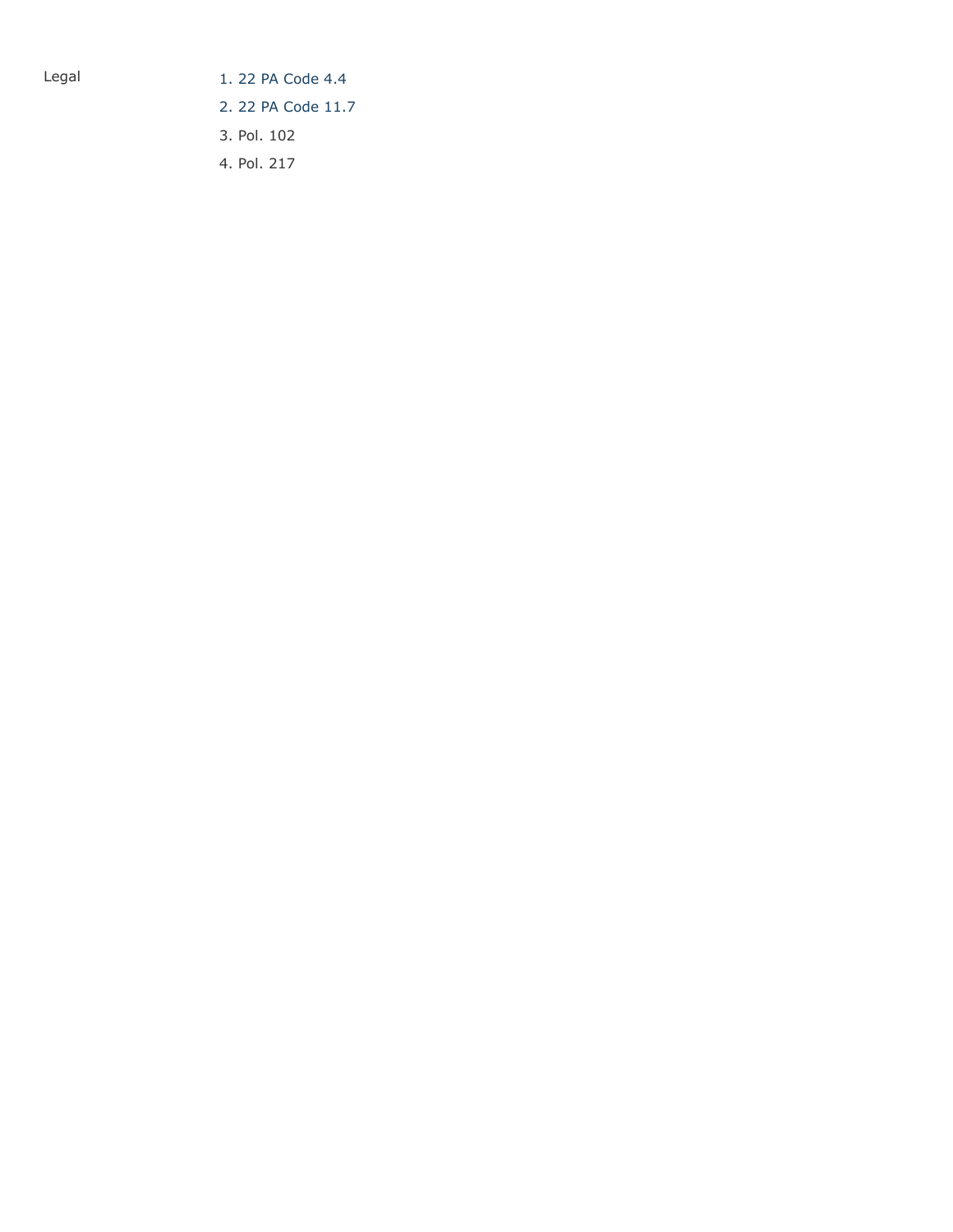Legal

1. 22 PA Code 4.4
2. 22 PA Code 11.7
3. Pol. 102
4. Pol. 217